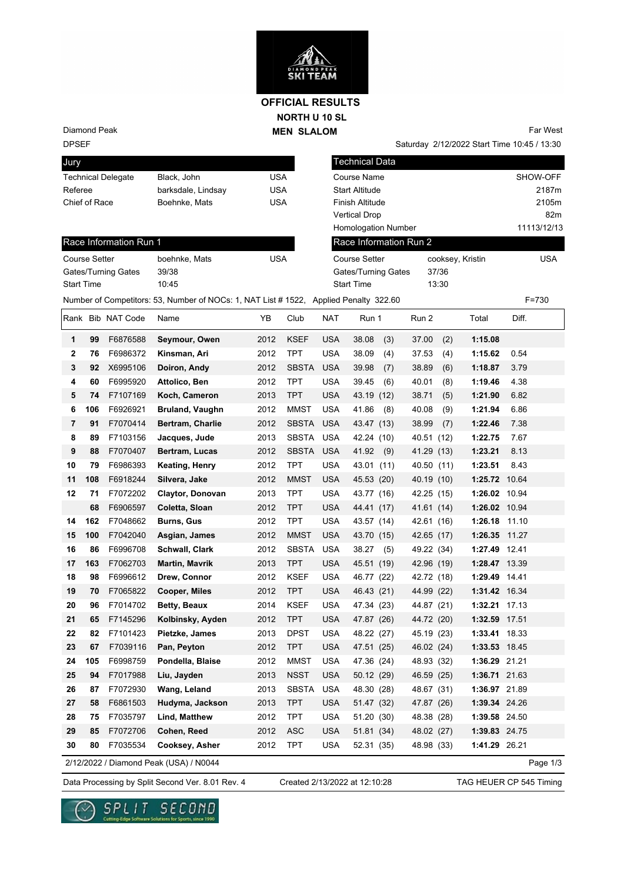# OFFICIAL RESULTS

## NORTH U 10 SL

## MEN SLALOM

Diamond Peak
DPSEF

Far West
Saturday 2/12/2022 Start Time 10:45 / 13:30

| Jury | | |
|---|---|---|
| Technical Delegate | Black, John | USA |
| Referee | barksdale, Lindsay | USA |
| Chief of Race | Boehnke, Mats | USA |

| Technical Data | |
|---|---|
| Course Name | SHOW-OFF |
| Start Altitude | 2187m |
| Finish Altitude | 2105m |
| Vertical Drop | 82m |
| Homologation Number | 11113/12/13 |

| Race Information Run 1 | | |
|---|---|---|
| Course Setter | boehnke, Mats | USA |
| Gates/Turning Gates | 39/38 | |
| Start Time | 10:45 | |

| Race Information Run 2 | | |
|---|---|---|
| Course Setter | cooksey, Kristin | USA |
| Gates/Turning Gates | 37/36 | |
| Start Time | 13:30 | |

Number of Competitors: 53, Number of NOCs: 1, NAT List # 1522, Applied Penalty 322.60 F=730

| Rank | Bib | NAT Code | Name | YB | Club | NAT | Run 1 | Run 2 | Total | Diff. |
|---|---|---|---|---|---|---|---|---|---|---|
| 1 | 99 | F6876588 | **Seymour, Owen** | 2012 | KSEF | USA | 38.08 (3) | 37.00 (2) | **1:15.08** | |
| 2 | 76 | F6986372 | **Kinsman, Ari** | 2012 | TPT | USA | 38.09 (4) | 37.53 (4) | **1:15.62** | 0.54 |
| 3 | 92 | X6995106 | **Doiron, Andy** | 2012 | SBSTA | USA | 39.98 (7) | 38.89 (6) | **1:18.87** | 3.79 |
| 4 | 60 | F6995920 | **Attolico, Ben** | 2012 | TPT | USA | 39.45 (6) | 40.01 (8) | **1:19.46** | 4.38 |
| 5 | 74 | F7107169 | **Koch, Cameron** | 2013 | TPT | USA | 43.19 (12) | 38.71 (5) | **1:21.90** | 6.82 |
| 6 | 106 | F6926921 | **Bruland, Vaughn** | 2012 | MMST | USA | 41.86 (8) | 40.08 (9) | **1:21.94** | 6.86 |
| 7 | 91 | F7070414 | **Bertram, Charlie** | 2012 | SBSTA | USA | 43.47 (13) | 38.99 (7) | **1:22.46** | 7.38 |
| 8 | 89 | F7103156 | **Jacques, Jude** | 2013 | SBSTA | USA | 42.24 (10) | 40.51 (12) | **1:22.75** | 7.67 |
| 9 | 88 | F7070407 | **Bertram, Lucas** | 2012 | SBSTA | USA | 41.92 (9) | 41.29 (13) | **1:23.21** | 8.13 |
| 10 | 79 | F6986393 | **Keating, Henry** | 2012 | TPT | USA | 43.01 (11) | 40.50 (11) | **1:23.51** | 8.43 |
| 11 | 108 | F6918244 | **Silvera, Jake** | 2012 | MMST | USA | 45.53 (20) | 40.19 (10) | **1:25.72** | 10.64 |
| 12 | 71 | F7072202 | **Claytor, Donovan** | 2013 | TPT | USA | 43.77 (16) | 42.25 (15) | **1:26.02** | 10.94 |
| | 68 | F6906597 | **Coletta, Sloan** | 2012 | TPT | USA | 44.41 (17) | 41.61 (14) | **1:26.02** | 10.94 |
| 14 | 162 | F7048662 | **Burns, Gus** | 2012 | TPT | USA | 43.57 (14) | 42.61 (16) | **1:26.18** | 11.10 |
| 15 | 100 | F7042040 | **Asgian, James** | 2012 | MMST | USA | 43.70 (15) | 42.65 (17) | **1:26.35** | 11.27 |
| 16 | 86 | F6996708 | **Schwall, Clark** | 2012 | SBSTA | USA | 38.27 (5) | 49.22 (34) | **1:27.49** | 12.41 |
| 17 | 163 | F7062703 | **Martin, Mavrik** | 2013 | TPT | USA | 45.51 (19) | 42.96 (19) | **1:28.47** | 13.39 |
| 18 | 98 | F6996612 | **Drew, Connor** | 2012 | KSEF | USA | 46.77 (22) | 42.72 (18) | **1:29.49** | 14.41 |
| 19 | 70 | F7065822 | **Cooper, Miles** | 2012 | TPT | USA | 46.43 (21) | 44.99 (22) | **1:31.42** | 16.34 |
| 20 | 96 | F7014702 | **Betty, Beaux** | 2014 | KSEF | USA | 47.34 (23) | 44.87 (21) | **1:32.21** | 17.13 |
| 21 | 65 | F7145296 | **Kolbinsky, Ayden** | 2012 | TPT | USA | 47.87 (26) | 44.72 (20) | **1:32.59** | 17.51 |
| 22 | 82 | F7101423 | **Pietzke, James** | 2013 | DPST | USA | 48.22 (27) | 45.19 (23) | **1:33.41** | 18.33 |
| 23 | 67 | F7039116 | **Pan, Peyton** | 2012 | TPT | USA | 47.51 (25) | 46.02 (24) | **1:33.53** | 18.45 |
| 24 | 105 | F6998759 | **Pondella, Blaise** | 2012 | MMST | USA | 47.36 (24) | 48.93 (32) | **1:36.29** | 21.21 |
| 25 | 94 | F7017988 | **Liu, Jayden** | 2013 | NSST | USA | 50.12 (29) | 46.59 (25) | **1:36.71** | 21.63 |
| 26 | 87 | F7072930 | **Wang, Leland** | 2013 | SBSTA | USA | 48.30 (28) | 48.67 (31) | **1:36.97** | 21.89 |
| 27 | 58 | F6861503 | **Hudyma, Jackson** | 2013 | TPT | USA | 51.47 (32) | 47.87 (26) | **1:39.34** | 24.26 |
| 28 | 75 | F7035797 | **Lind, Matthew** | 2012 | TPT | USA | 51.20 (30) | 48.38 (28) | **1:39.58** | 24.50 |
| 29 | 85 | F7072706 | **Cohen, Reed** | 2012 | ASC | USA | 51.81 (34) | 48.02 (27) | **1:39.83** | 24.75 |
| 30 | 80 | F7035534 | **Cooksey, Asher** | 2012 | TPT | USA | 52.31 (35) | 48.98 (33) | **1:41.29** | 26.21 |

2/12/2022 / Diamond Peak (USA) / N0044

Data Processing by Split Second Ver. 8.01 Rev. 4 Created 2/13/2022 at 12:10:28 TAG HEUER CP 545 Timing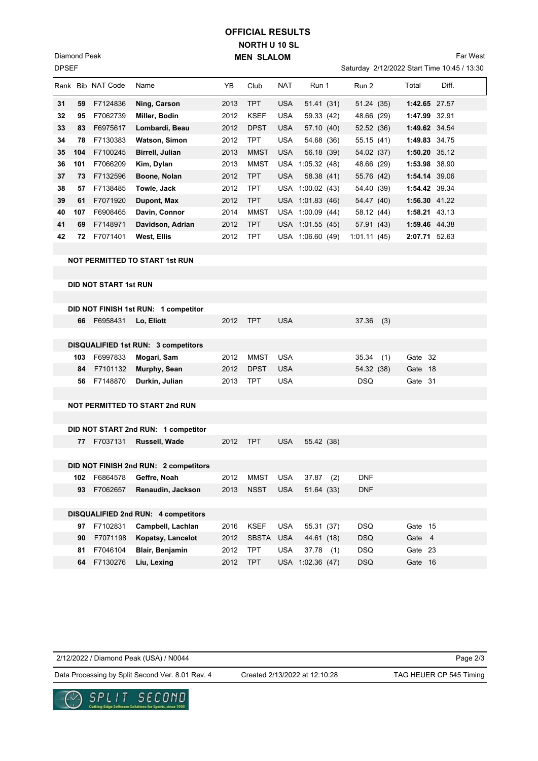# OFFICIAL RESULTS

## NORTH U 10 SL

## MEN SLALOM

Diamond Peak
DPSEF

Far West
Saturday 2/12/2022 Start Time 10:45 / 13:30

| Rank | Bib | NAT Code | Name | YB | Club | NAT | Run 1 | Run 2 | Total | Diff. |
|---|---|---|---|---|---|---|---|---|---|---|
| 31 | 59 | F7124836 | **Ning, Carson** | 2013 | TPT | USA | 51.41 (31) | 51.24 (35) | **1:42.65** | 27.57 |
| 32 | 95 | F7062739 | **Miller, Bodin** | 2012 | KSEF | USA | 59.33 (42) | 48.66 (29) | **1:47.99** | 32.91 |
| 33 | 83 | F6975617 | **Lombardi, Beau** | 2012 | DPST | USA | 57.10 (40) | 52.52 (36) | **1:49.62** | 34.54 |
| 34 | 78 | F7130383 | **Watson, Simon** | 2012 | TPT | USA | 54.68 (36) | 55.15 (41) | **1:49.83** | 34.75 |
| 35 | 104 | F7100245 | **Birrell, Julian** | 2013 | MMST | USA | 56.18 (39) | 54.02 (37) | **1:50.20** | 35.12 |
| 36 | 101 | F7066209 | **Kim, Dylan** | 2013 | MMST | USA | 1:05.32 (48) | 48.66 (29) | **1:53.98** | 38.90 |
| 37 | 73 | F7132596 | **Boone, Nolan** | 2012 | TPT | USA | 58.38 (41) | 55.76 (42) | **1:54.14** | 39.06 |
| 38 | 57 | F7138485 | **Towle, Jack** | 2012 | TPT | USA | 1:00.02 (43) | 54.40 (39) | **1:54.42** | 39.34 |
| 39 | 61 | F7071920 | **Dupont, Max** | 2012 | TPT | USA | 1:01.83 (46) | 54.47 (40) | **1:56.30** | 41.22 |
| 40 | 107 | F6908465 | **Davin, Connor** | 2014 | MMST | USA | 1:00.09 (44) | 58.12 (44) | **1:58.21** | 43.13 |
| 41 | 69 | F7148971 | **Davidson, Adrian** | 2012 | TPT | USA | 1:01.55 (45) | 57.91 (43) | **1:59.46** | 44.38 |
| 42 | 72 | F7071401 | **West, Ellis** | 2012 | TPT | USA | 1:06.60 (49) | 1:01.11 (45) | **2:07.71** | 52.63 |

**NOT PERMITTED TO START 1st RUN**

**DID NOT START 1st RUN**

**DID NOT FINISH 1st RUN: 1 competitor**

| Bib | NAT Code | Name | YB | Club | NAT | Run 1 | Run 2 | Total |
|---|---|---|---|---|---|---|---|---|
| 66 | F6958431 | **Lo, Eliott** | 2012 | TPT | USA | | 37.36 (3) | |

**DISQUALIFIED 1st RUN: 3 competitors**

| Bib | NAT Code | Name | YB | Club | NAT | Run 1 | Run 2 | Total |
|---|---|---|---|---|---|---|---|---|
| 103 | F6997833 | **Mogari, Sam** | 2012 | MMST | USA | | 35.34 (1) | Gate 32 |
| 84 | F7101132 | **Murphy, Sean** | 2012 | DPST | USA | | 54.32 (38) | Gate 18 |
| 56 | F7148870 | **Durkin, Julian** | 2013 | TPT | USA | | DSQ | Gate 31 |

**NOT PERMITTED TO START 2nd RUN**

**DID NOT START 2nd RUN: 1 competitor**

| Bib | NAT Code | Name | YB | Club | NAT | Run 1 | Run 2 | Total |
|---|---|---|---|---|---|---|---|---|
| 77 | F7037131 | **Russell, Wade** | 2012 | TPT | USA | 55.42 (38) | | |

**DID NOT FINISH 2nd RUN: 2 competitors**

| Bib | NAT Code | Name | YB | Club | NAT | Run 1 | Run 2 | Total |
|---|---|---|---|---|---|---|---|---|
| 102 | F6864578 | **Geffre, Noah** | 2012 | MMST | USA | 37.87 (2) | DNF | |
| 93 | F7062657 | **Renaudin, Jackson** | 2013 | NSST | USA | 51.64 (33) | DNF | |

**DISQUALIFIED 2nd RUN: 4 competitors**

| Bib | NAT Code | Name | YB | Club | NAT | Run 1 | Run 2 | Total |
|---|---|---|---|---|---|---|---|---|
| 97 | F7102831 | **Campbell, Lachlan** | 2016 | KSEF | USA | 55.31 (37) | DSQ | Gate 15 |
| 90 | F7071198 | **Kopatsy, Lancelot** | 2012 | SBSTA | USA | 44.61 (18) | DSQ | Gate 4 |
| 81 | F7046104 | **Blair, Benjamin** | 2012 | TPT | USA | 37.78 (1) | DSQ | Gate 23 |
| 64 | F7130276 | **Liu, Lexing** | 2012 | TPT | USA | 1:02.36 (47) | DSQ | Gate 16 |

2/12/2022 / Diamond Peak (USA) / N0044

Data Processing by Split Second Ver. 8.01 Rev. 4 — Created 2/13/2022 at 12:10:28 — TAG HEUER CP 545 Timing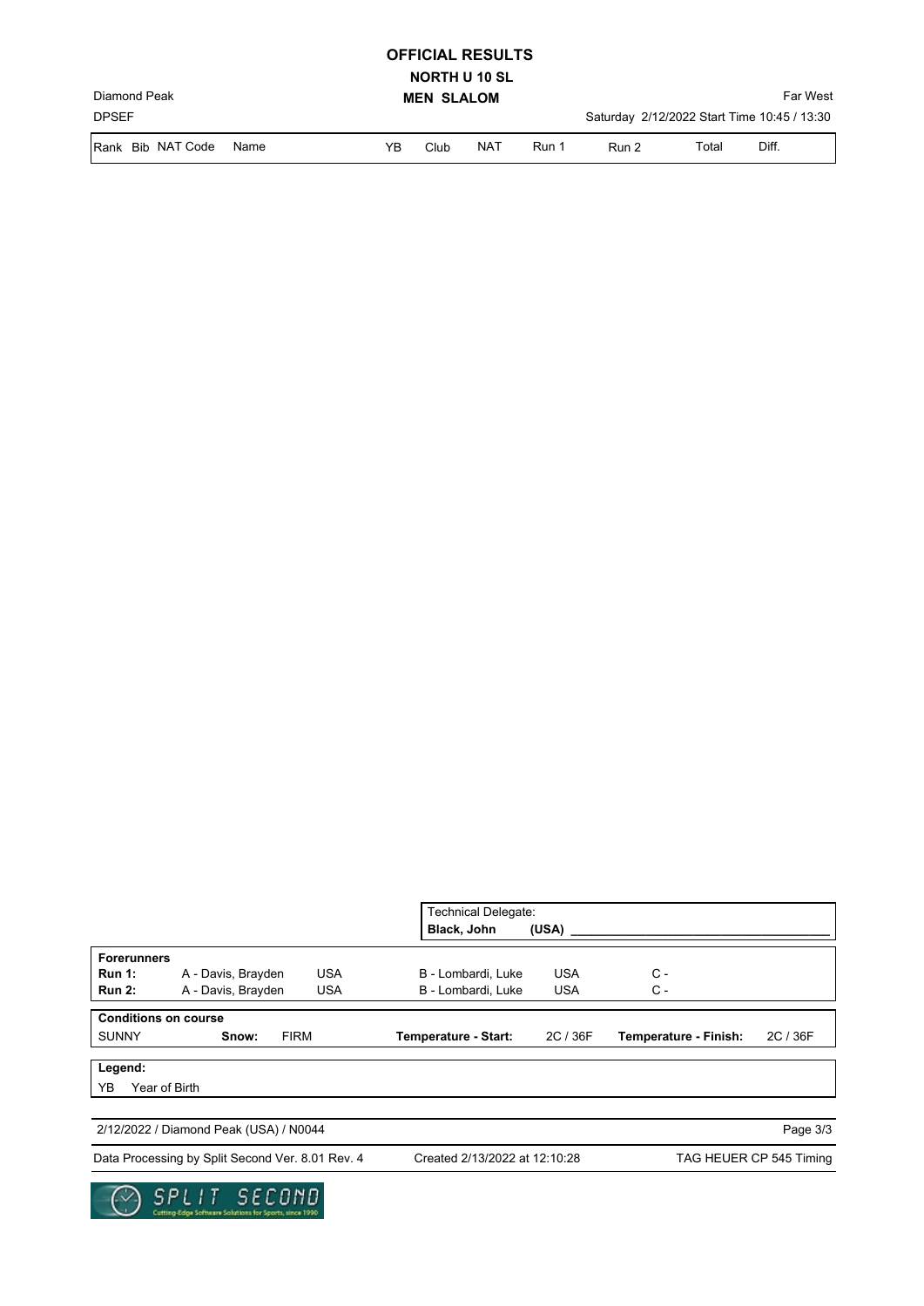# OFFICIAL RESULTS

## NORTH U 10 SL

### MEN SLALOM

Diamond Peak | Far West

DPSEF | Saturday 2/12/2022 Start Time 10:45 / 13:30

| Rank | Bib | NAT Code | Name | YB | Club | NAT | Run 1 | Run 2 | Total | Diff. |
|---|---|---|---|---|---|---|---|---|---|---|

Technical Delegate:
**Black, John** (USA)

| **Forerunners** | | | | | |
|---|---|---|---|---|---|
| **Run 1:** | A - Davis, Brayden | USA | B - Lombardi, Luke | USA | C - |
| **Run 2:** | A - Davis, Brayden | USA | B - Lombardi, Luke | USA | C - |

| **Conditions on course** | | | | | | |
|---|---|---|---|---|---|---|
| SUNNY | **Snow:** | FIRM | **Temperature - Start:** | 2C / 36F | **Temperature - Finish:** | 2C / 36F |

**Legend:**
YB Year of Birth

2/12/2022 / Diamond Peak (USA) / N0044

Data Processing by Split Second Ver. 8.01 Rev. 4 | Created 2/13/2022 at 12:10:28 | TAG HEUER CP 545 Timing

SPLIT SECOND
Cutting-Edge Software Solutions for Sports, since 1990